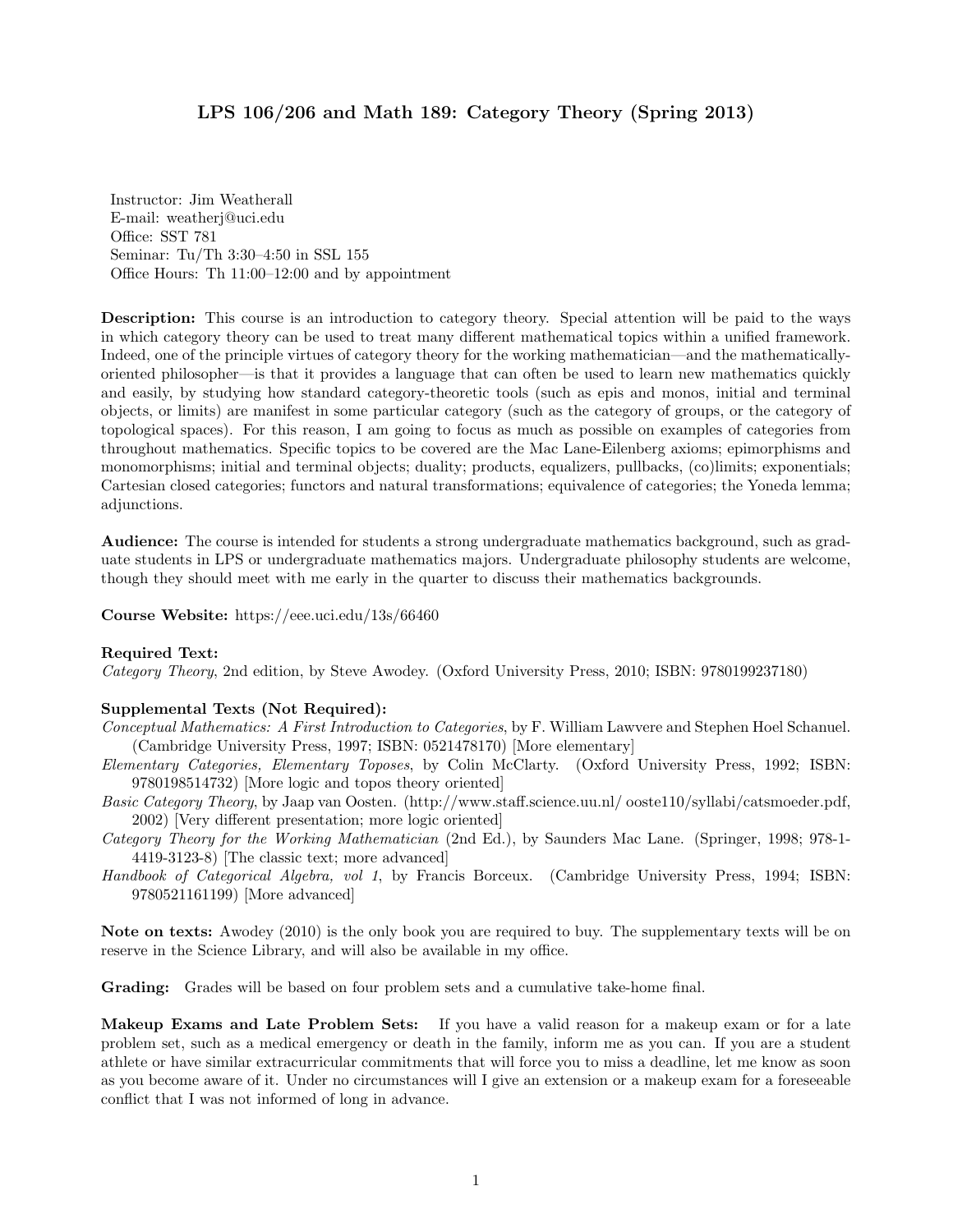# LPS 106/206 and Math 189: Category Theory (Spring 2013)

Instructor: Jim Weatherall
E-mail: weatherj@uci.edu
Office: SST 781
Seminar: Tu/Th 3:30–4:50 in SSL 155
Office Hours: Th 11:00–12:00 and by appointment

**Description:** This course is an introduction to category theory. Special attention will be paid to the ways in which category theory can be used to treat many different mathematical topics within a unified framework. Indeed, one of the principle virtues of category theory for the working mathematician—and the mathematically-oriented philosopher—is that it provides a language that can often be used to learn new mathematics quickly and easily, by studying how standard category-theoretic tools (such as epis and monos, initial and terminal objects, or limits) are manifest in some particular category (such as the category of groups, or the category of topological spaces). For this reason, I am going to focus as much as possible on examples of categories from throughout mathematics. Specific topics to be covered are the Mac Lane-Eilenberg axioms; epimorphisms and monomorphisms; initial and terminal objects; duality; products, equalizers, pullbacks, (co)limits; exponentials; Cartesian closed categories; functors and natural transformations; equivalence of categories; the Yoneda lemma; adjunctions.

**Audience:** The course is intended for students a strong undergraduate mathematics background, such as graduate students in LPS or undergraduate mathematics majors. Undergraduate philosophy students are welcome, though they should meet with me early in the quarter to discuss their mathematics backgrounds.

**Course Website:** https://eee.uci.edu/13s/66460

**Required Text:**
*Category Theory*, 2nd edition, by Steve Awodey. (Oxford University Press, 2010; ISBN: 9780199237180)

**Supplemental Texts (Not Required):**
*Conceptual Mathematics: A First Introduction to Categories*, by F. William Lawvere and Stephen Hoel Schanuel. (Cambridge University Press, 1997; ISBN: 0521478170) [More elementary]
*Elementary Categories, Elementary Toposes*, by Colin McClarty. (Oxford University Press, 1992; ISBN: 9780198514732) [More logic and topos theory oriented]
*Basic Category Theory*, by Jaap van Oosten. (http://www.staff.science.uu.nl/ ooste110/syllabi/catsmoeder.pdf, 2002) [Very different presentation; more logic oriented]
*Category Theory for the Working Mathematician* (2nd Ed.), by Saunders Mac Lane. (Springer, 1998; 978-1-4419-3123-8) [The classic text; more advanced]
*Handbook of Categorical Algebra, vol 1*, by Francis Borceux. (Cambridge University Press, 1994; ISBN: 9780521161199) [More advanced]

**Note on texts:** Awodey (2010) is the only book you are required to buy. The supplementary texts will be on reserve in the Science Library, and will also be available in my office.

**Grading:** Grades will be based on four problem sets and a cumulative take-home final.

**Makeup Exams and Late Problem Sets:** If you have a valid reason for a makeup exam or for a late problem set, such as a medical emergency or death in the family, inform me as you can. If you are a student athlete or have similar extracurricular commitments that will force you to miss a deadline, let me know as soon as you become aware of it. Under no circumstances will I give an extension or a makeup exam for a foreseeable conflict that I was not informed of long in advance.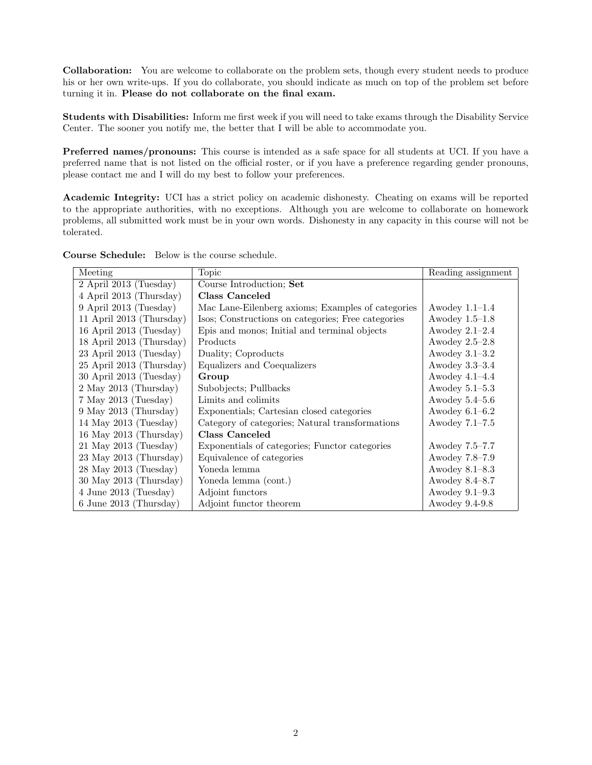**Collaboration:** You are welcome to collaborate on the problem sets, though every student needs to produce his or her own write-ups. If you do collaborate, you should indicate as much on top of the problem set before turning it in. **Please do not collaborate on the final exam.**

**Students with Disabilities:** Inform me first week if you will need to take exams through the Disability Service Center. The sooner you notify me, the better that I will be able to accommodate you.

**Preferred names/pronouns:** This course is intended as a safe space for all students at UCI. If you have a preferred name that is not listed on the official roster, or if you have a preference regarding gender pronouns, please contact me and I will do my best to follow your preferences.

**Academic Integrity:** UCI has a strict policy on academic dishonesty. Cheating on exams will be reported to the appropriate authorities, with no exceptions. Although you are welcome to collaborate on homework problems, all submitted work must be in your own words. Dishonesty in any capacity in this course will not be tolerated.

**Course Schedule:** Below is the course schedule.

| Meeting | Topic | Reading assignment |
|---|---|---|
| 2 April 2013 (Tuesday) | Course Introduction; **Set** | |
| 4 April 2013 (Thursday) | **Class Canceled** | |
| 9 April 2013 (Tuesday) | Mac Lane-Eilenberg axioms; Examples of categories | Awodey 1.1–1.4 |
| 11 April 2013 (Thursday) | Isos; Constructions on categories; Free categories | Awodey 1.5–1.8 |
| 16 April 2013 (Tuesday) | Epis and monos; Initial and terminal objects | Awodey 2.1–2.4 |
| 18 April 2013 (Thursday) | Products | Awodey 2.5–2.8 |
| 23 April 2013 (Tuesday) | Duality; Coproducts | Awodey 3.1–3.2 |
| 25 April 2013 (Thursday) | Equalizers and Coequalizers | Awodey 3.3–3.4 |
| 30 April 2013 (Tuesday) | **Group** | Awodey 4.1–4.4 |
| 2 May 2013 (Thursday) | Subobjects; Pullbacks | Awodey 5.1–5.3 |
| 7 May 2013 (Tuesday) | Limits and colimits | Awodey 5.4–5.6 |
| 9 May 2013 (Thursday) | Exponentials; Cartesian closed categories | Awodey 6.1–6.2 |
| 14 May 2013 (Tuesday) | Category of categories; Natural transformations | Awodey 7.1–7.5 |
| 16 May 2013 (Thursday) | **Class Canceled** | |
| 21 May 2013 (Tuesday) | Exponentials of categories; Functor categories | Awodey 7.5–7.7 |
| 23 May 2013 (Thursday) | Equivalence of categories | Awodey 7.8–7.9 |
| 28 May 2013 (Tuesday) | Yoneda lemma | Awodey 8.1–8.3 |
| 30 May 2013 (Thursday) | Yoneda lemma (cont.) | Awodey 8.4–8.7 |
| 4 June 2013 (Tuesday) | Adjoint functors | Awodey 9.1–9.3 |
| 6 June 2013 (Thursday) | Adjoint functor theorem | Awodey 9.4-9.8 |